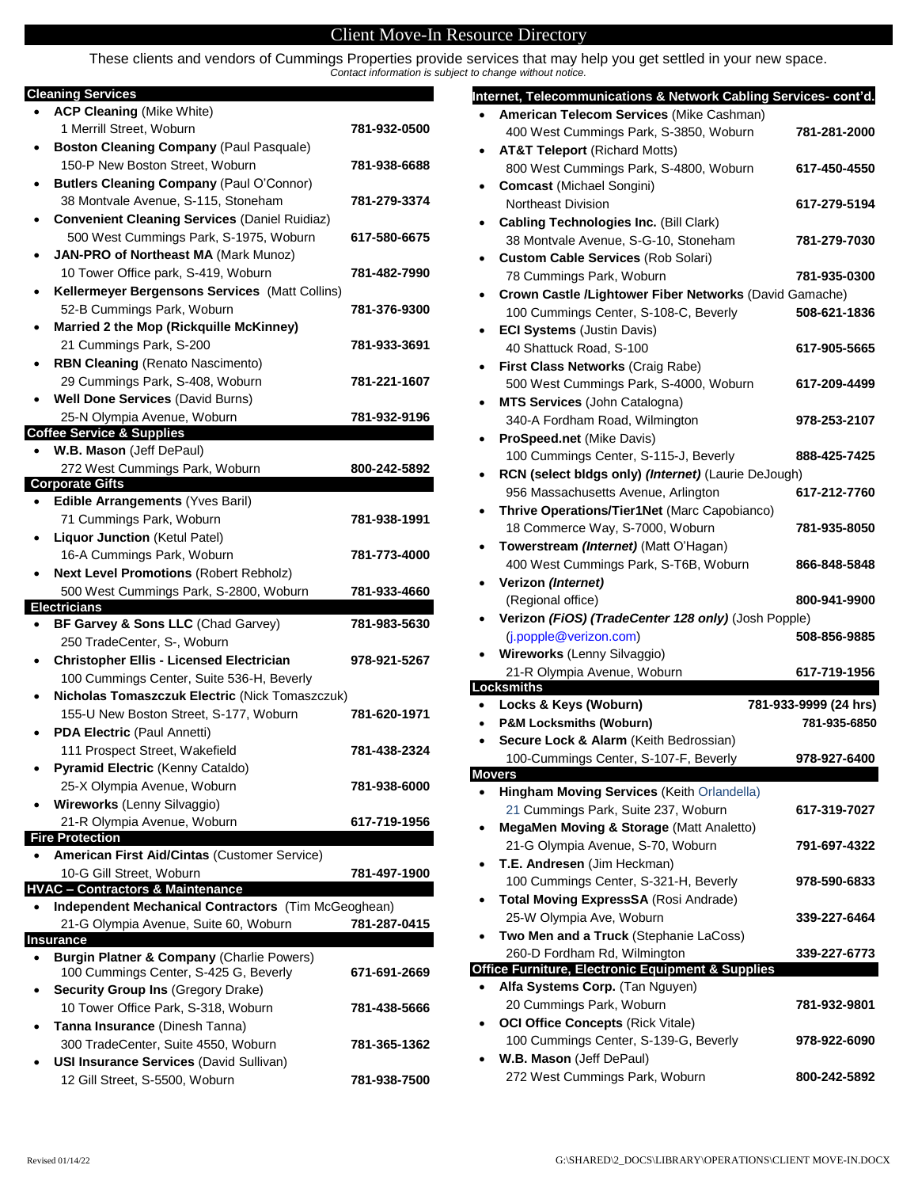# Client Move-In Resource Directory

These clients and vendors of Cummings Properties provide services that may help you get settled in your new space.
*Contact information is subject to change without notice.*

## Cleaning Services

- **ACP Cleaning** (Mike White)
  1 Merrill Street, Woburn — **781-932-0500**
- **Boston Cleaning Company** (Paul Pasquale)
  150-P New Boston Street, Woburn — **781-938-6688**
- **Butlers Cleaning Company** (Paul O'Connor)
  38 Montvale Avenue, S-115, Stoneham — **781-279-3374**
- **Convenient Cleaning Services** (Daniel Ruidiaz)
  500 West Cummings Park, S-1975, Woburn — **617-580-6675**
- **JAN-PRO of Northeast MA** (Mark Munoz)
  10 Tower Office park, S-419, Woburn — **781-482-7990**
- **Kellermeyer Bergensons Services** (Matt Collins)
  52-B Cummings Park, Woburn — **781-376-9300**
- **Married 2 the Mop (Rickquille McKinney)**
  21 Cummings Park, S-200 — **781-933-3691**
- **RBN Cleaning** (Renato Nascimento)
  29 Cummings Park, S-408, Woburn — **781-221-1607**
- **Well Done Services** (David Burns)
  25-N Olympia Avenue, Woburn — **781-932-9196**

## Coffee Service & Supplies

- **W.B. Mason** (Jeff DePaul)
  272 West Cummings Park, Woburn — **800-242-5892**

## Corporate Gifts

- **Edible Arrangements** (Yves Baril)
  71 Cummings Park, Woburn — **781-938-1991**
- **Liquor Junction** (Ketul Patel)
  16-A Cummings Park, Woburn — **781-773-4000**
- **Next Level Promotions** (Robert Rebholz)
  500 West Cummings Park, S-2800, Woburn — **781-933-4660**

## Electricians

- **BF Garvey & Sons LLC** (Chad Garvey) — **781-983-5630**
  250 TradeCenter, S-, Woburn
- **Christopher Ellis - Licensed Electrician** — **978-921-5267**
  100 Cummings Center, Suite 536-H, Beverly
- **Nicholas Tomaszczuk Electric** (Nick Tomaszczuk)
  155-U New Boston Street, S-177, Woburn — **781-620-1971**
- **PDA Electric** (Paul Annetti)
  111 Prospect Street, Wakefield — **781-438-2324**
- **Pyramid Electric** (Kenny Cataldo)
  25-X Olympia Avenue, Woburn — **781-938-6000**
- **Wireworks** (Lenny Silvaggio)
  21-R Olympia Avenue, Woburn — **617-719-1956**

## Fire Protection

- **American First Aid/Cintas** (Customer Service)
  10-G Gill Street, Woburn — **781-497-1900**

## HVAC – Contractors & Maintenance

- **Independent Mechanical Contractors** (Tim McGeoghean)
  21-G Olympia Avenue, Suite 60, Woburn — **781-287-0415**

## Insurance

- **Burgin Platner & Company** (Charlie Powers)
  100 Cummings Center, S-425 G, Beverly — **671-691-2669**
- **Security Group Ins** (Gregory Drake)
  10 Tower Office Park, S-318, Woburn — **781-438-5666**
- **Tanna Insurance** (Dinesh Tanna)
  300 TradeCenter, Suite 4550, Woburn — **781-365-1362**
- **USI Insurance Services** (David Sullivan)
  12 Gill Street, S-5500, Woburn — **781-938-7500**

## Internet, Telecommunications & Network Cabling Services- cont'd.

- **American Telecom Services** (Mike Cashman)
  400 West Cummings Park, S-3850, Woburn — **781-281-2000**
- **AT&T Teleport** (Richard Motts)
  800 West Cummings Park, S-4800, Woburn — **617-450-4550**
- **Comcast** (Michael Songini)
  Northeast Division — **617-279-5194**
- **Cabling Technologies Inc.** (Bill Clark)
  38 Montvale Avenue, S-G-10, Stoneham — **781-279-7030**
- **Custom Cable Services** (Rob Solari)
  78 Cummings Park, Woburn — **781-935-0300**
- **Crown Castle /Lightower Fiber Networks** (David Gamache)
  100 Cummings Center, S-108-C, Beverly — **508-621-1836**
- **ECI Systems** (Justin Davis)
  40 Shattuck Road, S-100 — **617-905-5665**
- **First Class Networks** (Craig Rabe)
  500 West Cummings Park, S-4000, Woburn — **617-209-4499**
- **MTS Services** (John Catalogna)
  340-A Fordham Road, Wilmington — **978-253-2107**
- **ProSpeed.net** (Mike Davis)
  100 Cummings Center, S-115-J, Beverly — **888-425-7425**
- **RCN (select bldgs only) *(Internet)*** (Laurie DeJough)
  956 Massachusetts Avenue, Arlington — **617-212-7760**
- **Thrive Operations/Tier1Net** (Marc Capobianco)
  18 Commerce Way, S-7000, Woburn — **781-935-8050**
- **Towerstream *(Internet)*** (Matt O'Hagan)
  400 West Cummings Park, S-T6B, Woburn — **866-848-5848**
- **Verizon *(Internet)***
  (Regional office) — **800-941-9900**
- **Verizon *(FiOS) (TradeCenter 128 only)*** (Josh Popple)
  (j.popple@verizon.com) — **508-856-9885**
- **Wireworks** (Lenny Silvaggio)
  21-R Olympia Avenue, Woburn — **617-719-1956**

## Locksmiths

- **Locks & Keys (Woburn)** — **781-933-9999 (24 hrs)**
- **P&M Locksmiths (Woburn)** — **781-935-6850**
- **Secure Lock & Alarm** (Keith Bedrossian)
  100-Cummings Center, S-107-F, Beverly — **978-927-6400**

## Movers

- **Hingham Moving Services** (Keith Orlandella)
  21 Cummings Park, Suite 237, Woburn — **617-319-7027**
- **MegaMen Moving & Storage** (Matt Analetto)
  21-G Olympia Avenue, S-70, Woburn — **791-697-4322**
- **T.E. Andresen** (Jim Heckman)
  100 Cummings Center, S-321-H, Beverly — **978-590-6833**
- **Total Moving ExpressSA** (Rosi Andrade)
  25-W Olympia Ave, Woburn — **339-227-6464**
- **Two Men and a Truck** (Stephanie LaCoss)
  260-D Fordham Rd, Wilmington — **339-227-6773**

## Office Furniture, Electronic Equipment & Supplies

- **Alfa Systems Corp.** (Tan Nguyen)
  20 Cummings Park, Woburn — **781-932-9801**
- **OCI Office Concepts** (Rick Vitale)
  100 Cummings Center, S-139-G, Beverly — **978-922-6090**
- **W.B. Mason** (Jeff DePaul)
  272 West Cummings Park, Woburn — **800-242-5892**

Revised 01/14/22 G:\SHARED\2_DOCS\LIBRARY\OPERATIONS\CLIENT MOVE-IN.DOCX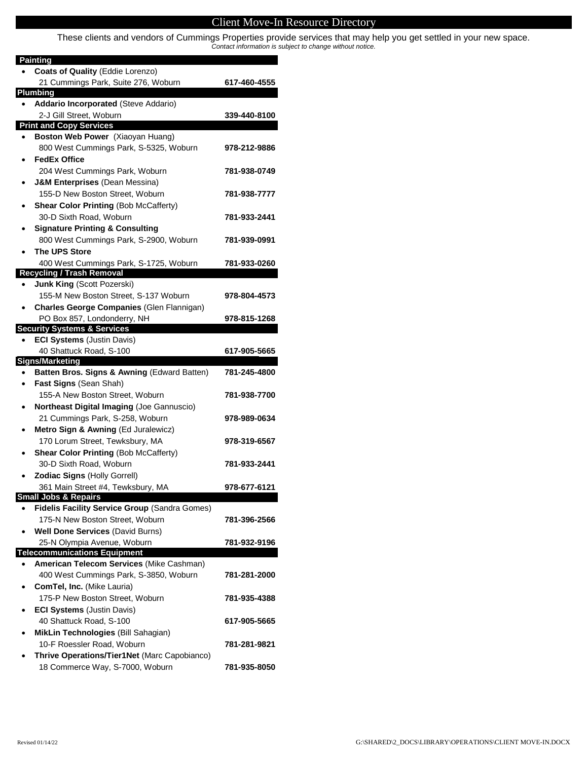# Client Move-In Resource Directory

These clients and vendors of Cummings Properties provide services that may help you get settled in your new space.

*Contact information is subject to change without notice.*

## Painting

- **Coats of Quality** (Eddie Lorenzo)
  21 Cummings Park, Suite 276, Woburn **617-460-4555**

## Plumbing

- **Addario Incorporated** (Steve Addario)
  2-J Gill Street, Woburn **339-440-8100**

## Print and Copy Services

- **Boston Web Power** (Xiaoyan Huang)
  800 West Cummings Park, S-5325, Woburn **978-212-9886**
- **FedEx Office**
  204 West Cummings Park, Woburn **781-938-0749**
- **J&M Enterprises** (Dean Messina)
  155-D New Boston Street, Woburn **781-938-7777**
- **Shear Color Printing** (Bob McCafferty)
  30-D Sixth Road, Woburn **781-933-2441**
- **Signature Printing & Consulting**
  800 West Cummings Park, S-2900, Woburn **781-939-0991**
- **The UPS Store**
  400 West Cummings Park, S-1725, Woburn **781-933-0260**

## Recycling / Trash Removal

- **Junk King** (Scott Pozerski)
  155-M New Boston Street, S-137 Woburn **978-804-4573**
- **Charles George Companies** (Glen Flannigan)
  PO Box 857, Londonderry, NH **978-815-1268**

## Security Systems & Services

- **ECI Systems** (Justin Davis)
  40 Shattuck Road, S-100 **617-905-5665**

## Signs/Marketing

- **Batten Bros. Signs & Awning** (Edward Batten) **781-245-4800**
- **Fast Signs** (Sean Shah)
  155-A New Boston Street, Woburn **781-938-7700**
- **Northeast Digital Imaging** (Joe Gannuscio)
  21 Cummings Park, S-258, Woburn **978-989-0634**
- **Metro Sign & Awning** (Ed Juralewicz)
  170 Lorum Street, Tewksbury, MA **978-319-6567**
- **Shear Color Printing** (Bob McCafferty)
  30-D Sixth Road, Woburn **781-933-2441**
- **Zodiac Signs** (Holly Gorrell)
  361 Main Street #4, Tewksbury, MA **978-677-6121**

## Small Jobs & Repairs

- **Fidelis Facility Service Group** (Sandra Gomes)
  175-N New Boston Street, Woburn **781-396-2566**
- **Well Done Services** (David Burns)
  25-N Olympia Avenue, Woburn **781-932-9196**

## Telecommunications Equipment

- **American Telecom Services** (Mike Cashman)
  400 West Cummings Park, S-3850, Woburn **781-281-2000**
- **ComTel, Inc.** (Mike Lauria)
  175-P New Boston Street, Woburn **781-935-4388**
- **ECI Systems** (Justin Davis)
  40 Shattuck Road, S-100 **617-905-5665**
- **MikLin Technologies** (Bill Sahagian)
  10-F Roessler Road, Woburn **781-281-9821**
- **Thrive Operations/Tier1Net** (Marc Capobianco)
  18 Commerce Way, S-7000, Woburn **781-935-8050**

Revised 01/14/22

G:\SHARED\2_DOCS\LIBRARY\OPERATIONS\CLIENT MOVE-IN.DOCX